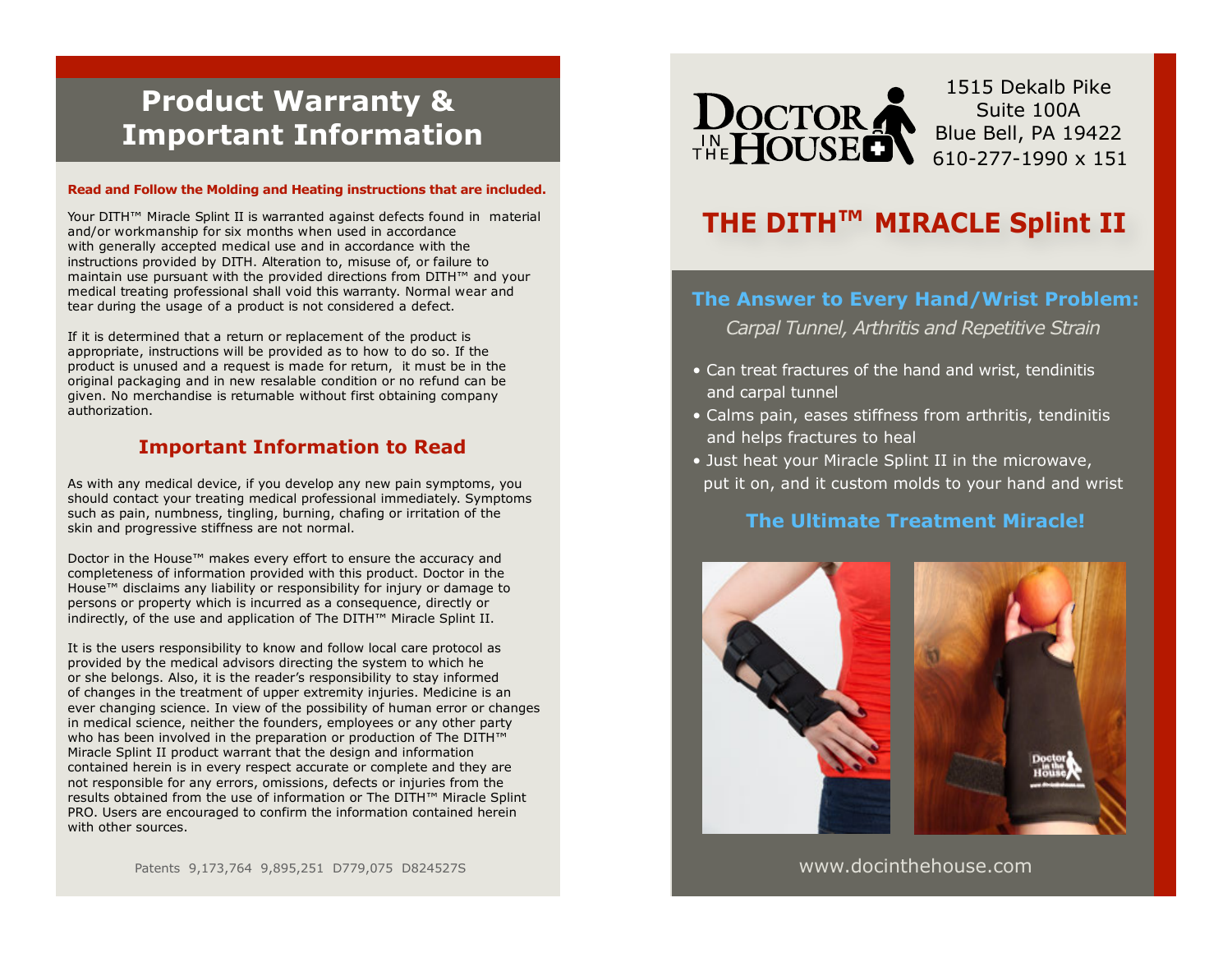# Product Warranty & Important Information

**Read and Follow the Molding and Heating instructions that are included.**

Your DITH™ Miracle Splint II is warranted against defects found in material and/or workmanship for six months when used in accordance with generally accepted medical use and in accordance with the instructions provided by DITH. Alteration to, misuse of, or failure to maintain use pursuant with the provided directions from DITH™ and your medical treating professional shall void this warranty. Normal wear and tear during the usage of a product is not considered a defect.

If it is determined that a return or replacement of the product is appropriate, instructions will be provided as to how to do so. If the product is unused and a request is made for return, it must be in the original packaging and in new resalable condition or no refund can be given. No merchandise is returnable without first obtaining company authorization.

## Important Information to Read

As with any medical device, if you develop any new pain symptoms, you should contact your treating medical professional immediately. Symptoms such as pain, numbness, tingling, burning, chafing or irritation of the skin and progressive stiffness are not normal.

Doctor in the House™ makes every effort to ensure the accuracy and completeness of information provided with this product. Doctor in the House™ disclaims any liability or responsibility for injury or damage to persons or property which is incurred as a consequence, directly or indirectly, of the use and application of The DITH™ Miracle Splint II.

It is the users responsibility to know and follow local care protocol as provided by the medical advisors directing the system to which he or she belongs. Also, it is the reader's responsibility to stay informed of changes in the treatment of upper extremity injuries. Medicine is an ever changing science. In view of the possibility of human error or changes in medical science, neither the founders, employees or any other party who has been involved in the preparation or production of The DITH™ Miracle Splint II product warrant that the design and information contained herein is in every respect accurate or complete and they are not responsible for any errors, omissions, defects or injuries from the results obtained from the use of information or The DITH™ Miracle Splint PRO. Users are encouraged to confirm the information contained herein with other sources.

Patents 9,173,764 9,895,251 D779,075 D824527S

---

DOCTOR IN THE HOUSE

1515 Dekalb Pike
Suite 100A
Blue Bell, PA 19422
610-277-1990 x 151

# THE DITH™ MIRACLE Splint II

## The Answer to Every Hand/Wrist Problem:

*Carpal Tunnel, Arthritis and Repetitive Strain*

- Can treat fractures of the hand and wrist, tendinitis and carpal tunnel
- Calms pain, eases stiffness from arthritis, tendinitis and helps fractures to heal
- Just heat your Miracle Splint II in the microwave, put it on, and it custom molds to your hand and wrist

## The Ultimate Treatment Miracle!

www.docinthehouse.com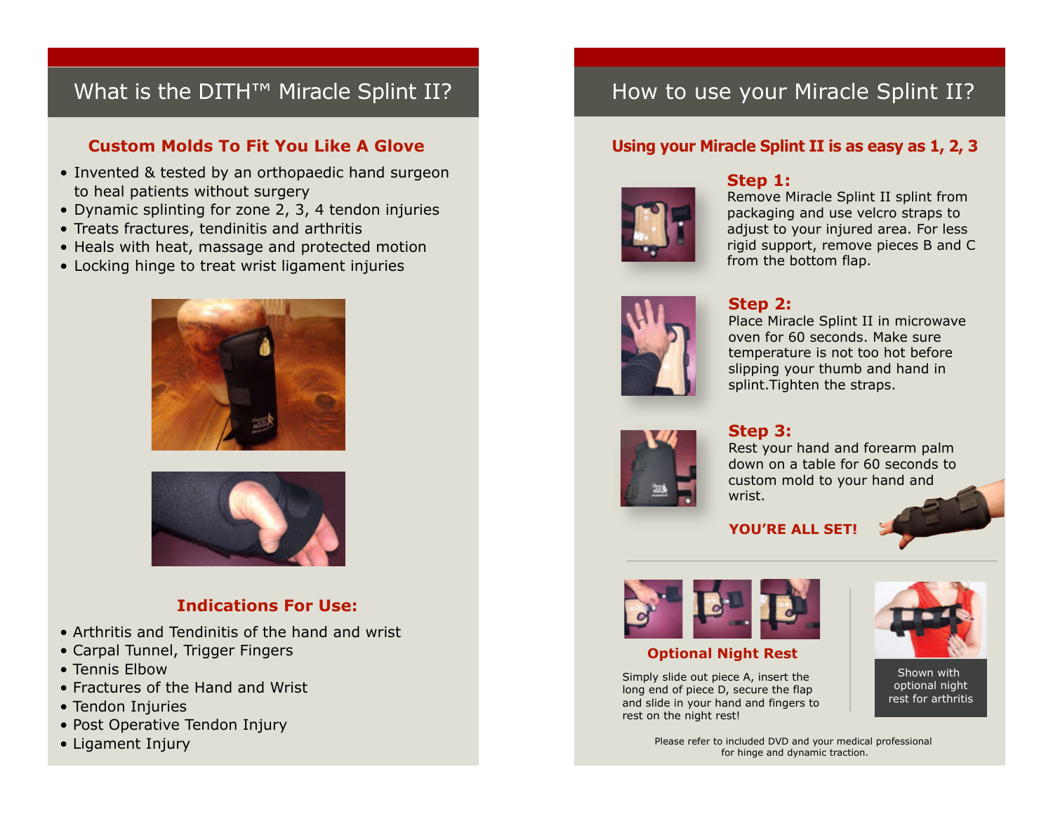# What is the DITH™ Miracle Splint II?

## Custom Molds To Fit You Like A Glove

- Invented & tested by an orthopaedic hand surgeon to heal patients without surgery
- Dynamic splinting for zone 2, 3, 4 tendon injuries
- Treats fractures, tendinitis and arthritis
- Heals with heat, massage and protected motion
- Locking hinge to treat wrist ligament injuries

## Indications For Use:

- Arthritis and Tendinitis of the hand and wrist
- Carpal Tunnel, Trigger Fingers
- Tennis Elbow
- Fractures of the Hand and Wrist
- Tendon Injuries
- Post Operative Tendon Injury
- Ligament Injury

# How to use your Miracle Splint II?

## Using your Miracle Splint II is as easy as 1, 2, 3

### Step 1:

Remove Miracle Splint II splint from packaging and use velcro straps to adjust to your injured area. For less rigid support, remove pieces B and C from the bottom flap.

### Step 2:

Place Miracle Splint II in microwave oven for 60 seconds. Make sure temperature is not too hot before slipping your thumb and hand in splint.Tighten the straps.

### Step 3:

Rest your hand and forearm palm down on a table for 60 seconds to custom mold to your hand and wrist.

**YOU'RE ALL SET!**

## Optional Night Rest

Simply slide out piece A, insert the long end of piece D, secure the flap and slide in your hand and fingers to rest on the night rest!

Shown with optional night rest for arthritis

Please refer to included DVD and your medical professional for hinge and dynamic traction.